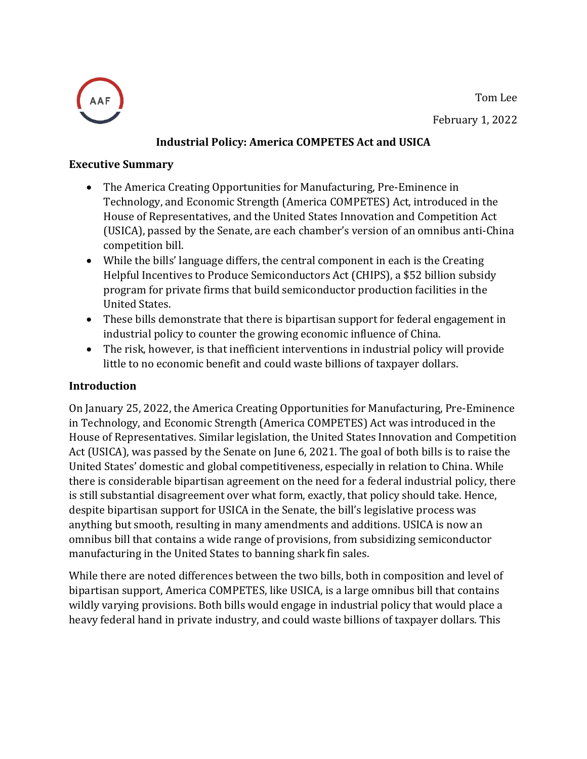Tom Lee

February 1, 2022

# Industrial Policy: America COMPETES Act and USICA

## Executive Summary

- The America Creating Opportunities for Manufacturing, Pre-Eminence in Technology, and Economic Strength (America COMPETES) Act, introduced in the House of Representatives, and the United States Innovation and Competition Act (USICA), passed by the Senate, are each chamber's version of an omnibus anti-China competition bill.
- While the bills' language differs, the central component in each is the Creating Helpful Incentives to Produce Semiconductors Act (CHIPS), a $52 billion subsidy program for private firms that build semiconductor production facilities in the United States.
- These bills demonstrate that there is bipartisan support for federal engagement in industrial policy to counter the growing economic influence of China.
- The risk, however, is that inefficient interventions in industrial policy will provide little to no economic benefit and could waste billions of taxpayer dollars.

## Introduction

On January 25, 2022, the America Creating Opportunities for Manufacturing, Pre-Eminence in Technology, and Economic Strength (America COMPETES) Act was introduced in the House of Representatives. Similar legislation, the United States Innovation and Competition Act (USICA), was passed by the Senate on June 6, 2021. The goal of both bills is to raise the United States' domestic and global competitiveness, especially in relation to China. While there is considerable bipartisan agreement on the need for a federal industrial policy, there is still substantial disagreement over what form, exactly, that policy should take. Hence, despite bipartisan support for USICA in the Senate, the bill's legislative process was anything but smooth, resulting in many amendments and additions. USICA is now an omnibus bill that contains a wide range of provisions, from subsidizing semiconductor manufacturing in the United States to banning shark fin sales.

While there are noted differences between the two bills, both in composition and level of bipartisan support, America COMPETES, like USICA, is a large omnibus bill that contains wildly varying provisions. Both bills would engage in industrial policy that would place a heavy federal hand in private industry, and could waste billions of taxpayer dollars. This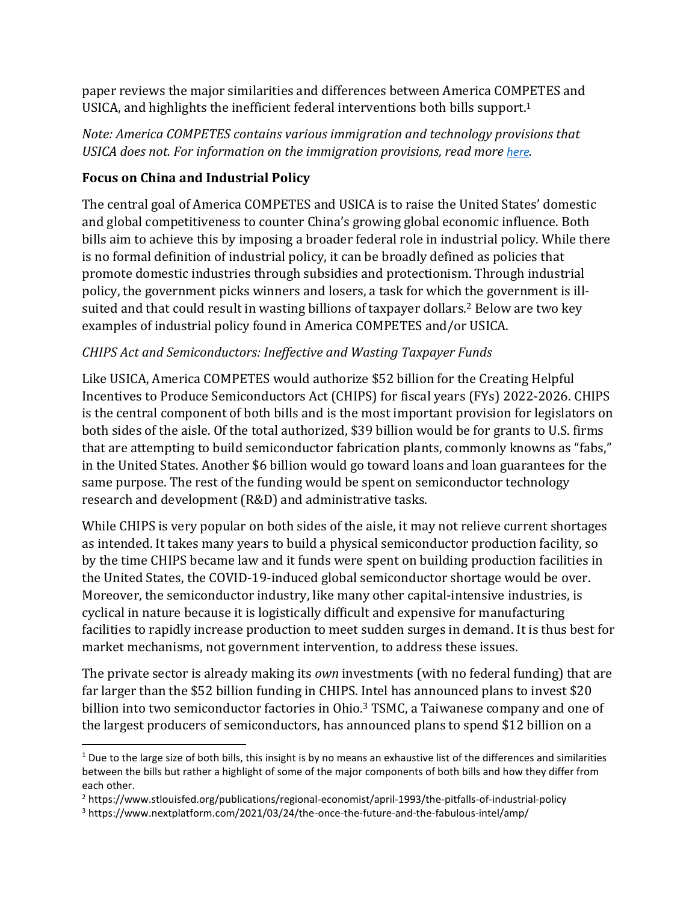paper reviews the major similarities and differences between America COMPETES and USICA, and highlights the inefficient federal interventions both bills support.[1]

*Note: America COMPETES contains various immigration and technology provisions that USICA does not. For information on the immigration provisions, read more here.*

**Focus on China and Industrial Policy**

The central goal of America COMPETES and USICA is to raise the United States' domestic and global competitiveness to counter China's growing global economic influence. Both bills aim to achieve this by imposing a broader federal role in industrial policy. While there is no formal definition of industrial policy, it can be broadly defined as policies that promote domestic industries through subsidies and protectionism. Through industrial policy, the government picks winners and losers, a task for which the government is ill-suited and that could result in wasting billions of taxpayer dollars.[2] Below are two key examples of industrial policy found in America COMPETES and/or USICA.

*CHIPS Act and Semiconductors: Ineffective and Wasting Taxpayer Funds*

Like USICA, America COMPETES would authorize $52 billion for the Creating Helpful Incentives to Produce Semiconductors Act (CHIPS) for fiscal years (FYs) 2022-2026. CHIPS is the central component of both bills and is the most important provision for legislators on both sides of the aisle. Of the total authorized, $39 billion would be for grants to U.S. firms that are attempting to build semiconductor fabrication plants, commonly knowns as "fabs," in the United States. Another $6 billion would go toward loans and loan guarantees for the same purpose. The rest of the funding would be spent on semiconductor technology research and development (R&D) and administrative tasks.

While CHIPS is very popular on both sides of the aisle, it may not relieve current shortages as intended. It takes many years to build a physical semiconductor production facility, so by the time CHIPS became law and it funds were spent on building production facilities in the United States, the COVID-19-induced global semiconductor shortage would be over. Moreover, the semiconductor industry, like many other capital-intensive industries, is cyclical in nature because it is logistically difficult and expensive for manufacturing facilities to rapidly increase production to meet sudden surges in demand. It is thus best for market mechanisms, not government intervention, to address these issues.

The private sector is already making its *own* investments (with no federal funding) that are far larger than the $52 billion funding in CHIPS. Intel has announced plans to invest $20 billion into two semiconductor factories in Ohio.[3] TSMC, a Taiwanese company and one of the largest producers of semiconductors, has announced plans to spend $12 billion on a

[1] Due to the large size of both bills, this insight is by no means an exhaustive list of the differences and similarities between the bills but rather a highlight of some of the major components of both bills and how they differ from each other.

[2] https://www.stlouisfed.org/publications/regional-economist/april-1993/the-pitfalls-of-industrial-policy

[3] https://www.nextplatform.com/2021/03/24/the-once-the-future-and-the-fabulous-intel/amp/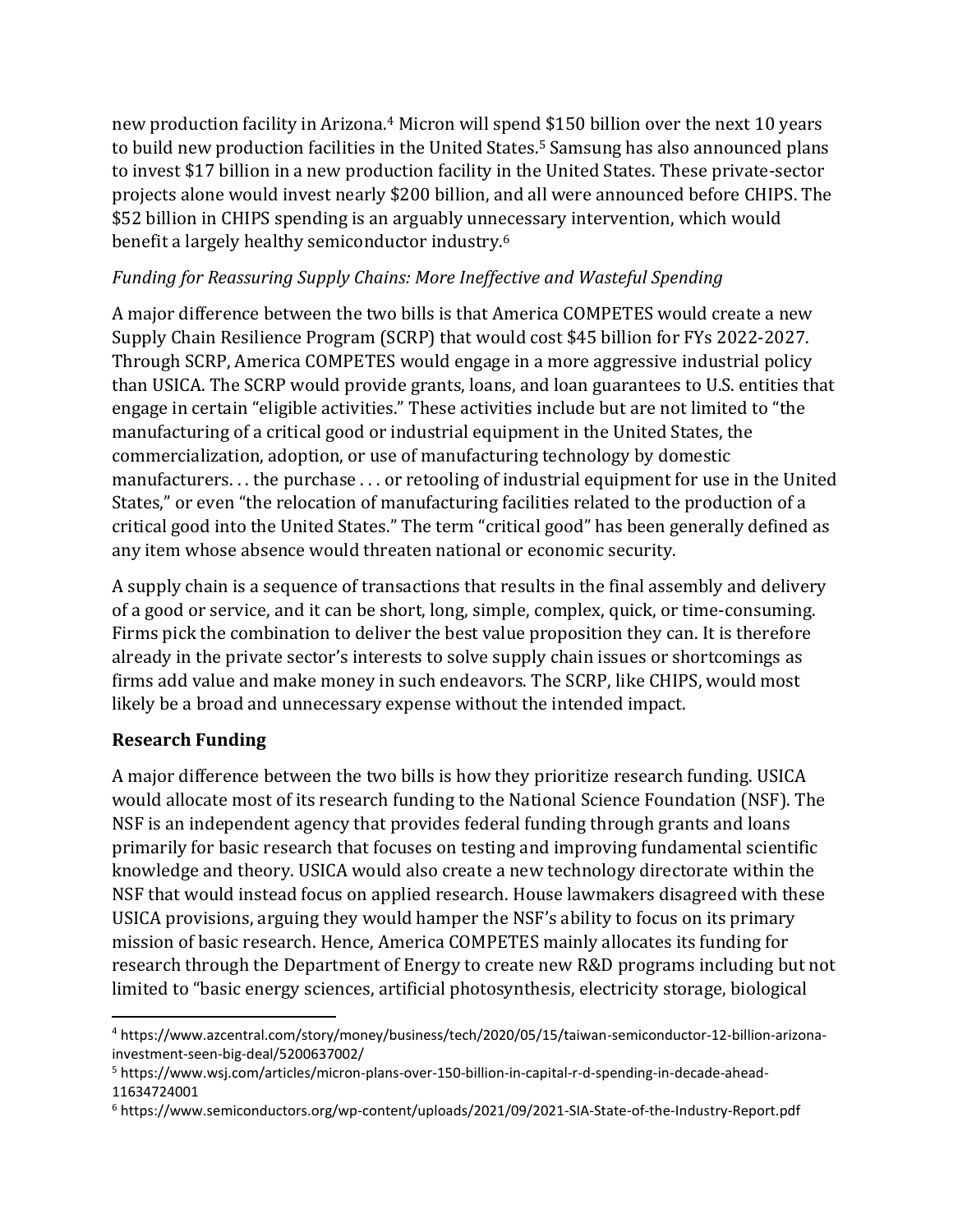new production facility in Arizona.[4] Micron will spend $150 billion over the next 10 years to build new production facilities in the United States.[5] Samsung has also announced plans to invest $17 billion in a new production facility in the United States. These private-sector projects alone would invest nearly $200 billion, and all were announced before CHIPS. The $52 billion in CHIPS spending is an arguably unnecessary intervention, which would benefit a largely healthy semiconductor industry.[6]

*Funding for Reassuring Supply Chains: More Ineffective and Wasteful Spending*

A major difference between the two bills is that America COMPETES would create a new Supply Chain Resilience Program (SCRP) that would cost $45 billion for FYs 2022-2027. Through SCRP, America COMPETES would engage in a more aggressive industrial policy than USICA. The SCRP would provide grants, loans, and loan guarantees to U.S. entities that engage in certain "eligible activities." These activities include but are not limited to "the manufacturing of a critical good or industrial equipment in the United States, the commercialization, adoption, or use of manufacturing technology by domestic manufacturers. . . the purchase . . . or retooling of industrial equipment for use in the United States," or even "the relocation of manufacturing facilities related to the production of a critical good into the United States." The term "critical good" has been generally defined as any item whose absence would threaten national or economic security.

A supply chain is a sequence of transactions that results in the final assembly and delivery of a good or service, and it can be short, long, simple, complex, quick, or time-consuming. Firms pick the combination to deliver the best value proposition they can. It is therefore already in the private sector's interests to solve supply chain issues or shortcomings as firms add value and make money in such endeavors. The SCRP, like CHIPS, would most likely be a broad and unnecessary expense without the intended impact.

**Research Funding**

A major difference between the two bills is how they prioritize research funding. USICA would allocate most of its research funding to the National Science Foundation (NSF). The NSF is an independent agency that provides federal funding through grants and loans primarily for basic research that focuses on testing and improving fundamental scientific knowledge and theory. USICA would also create a new technology directorate within the NSF that would instead focus on applied research. House lawmakers disagreed with these USICA provisions, arguing they would hamper the NSF's ability to focus on its primary mission of basic research. Hence, America COMPETES mainly allocates its funding for research through the Department of Energy to create new R&D programs including but not limited to "basic energy sciences, artificial photosynthesis, electricity storage, biological

---

[4] https://www.azcentral.com/story/money/business/tech/2020/05/15/taiwan-semiconductor-12-billion-arizona-investment-seen-big-deal/5200637002/

[5] https://www.wsj.com/articles/micron-plans-over-150-billion-in-capital-r-d-spending-in-decade-ahead-11634724001

[6] https://www.semiconductors.org/wp-content/uploads/2021/09/2021-SIA-State-of-the-Industry-Report.pdf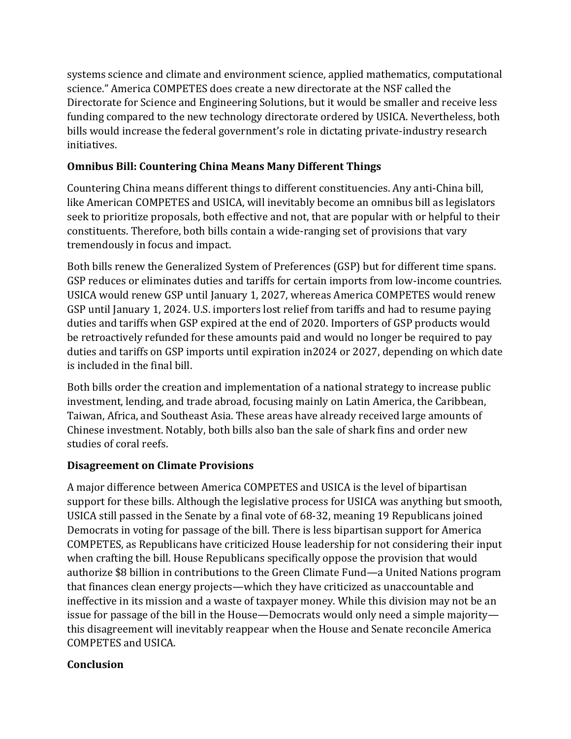systems science and climate and environment science, applied mathematics, computational science." America COMPETES does create a new directorate at the NSF called the Directorate for Science and Engineering Solutions, but it would be smaller and receive less funding compared to the new technology directorate ordered by USICA. Nevertheless, both bills would increase the federal government's role in dictating private-industry research initiatives.

**Omnibus Bill: Countering China Means Many Different Things**

Countering China means different things to different constituencies. Any anti-China bill, like American COMPETES and USICA, will inevitably become an omnibus bill as legislators seek to prioritize proposals, both effective and not, that are popular with or helpful to their constituents. Therefore, both bills contain a wide-ranging set of provisions that vary tremendously in focus and impact.

Both bills renew the Generalized System of Preferences (GSP) but for different time spans. GSP reduces or eliminates duties and tariffs for certain imports from low-income countries. USICA would renew GSP until January 1, 2027, whereas America COMPETES would renew GSP until January 1, 2024. U.S. importers lost relief from tariffs and had to resume paying duties and tariffs when GSP expired at the end of 2020. Importers of GSP products would be retroactively refunded for these amounts paid and would no longer be required to pay duties and tariffs on GSP imports until expiration in2024 or 2027, depending on which date is included in the final bill.

Both bills order the creation and implementation of a national strategy to increase public investment, lending, and trade abroad, focusing mainly on Latin America, the Caribbean, Taiwan, Africa, and Southeast Asia. These areas have already received large amounts of Chinese investment. Notably, both bills also ban the sale of shark fins and order new studies of coral reefs.

**Disagreement on Climate Provisions**

A major difference between America COMPETES and USICA is the level of bipartisan support for these bills. Although the legislative process for USICA was anything but smooth, USICA still passed in the Senate by a final vote of 68-32, meaning 19 Republicans joined Democrats in voting for passage of the bill. There is less bipartisan support for America COMPETES, as Republicans have criticized House leadership for not considering their input when crafting the bill. House Republicans specifically oppose the provision that would authorize $8 billion in contributions to the Green Climate Fund—a United Nations program that finances clean energy projects—which they have criticized as unaccountable and ineffective in its mission and a waste of taxpayer money. While this division may not be an issue for passage of the bill in the House—Democrats would only need a simple majority—this disagreement will inevitably reappear when the House and Senate reconcile America COMPETES and USICA.

**Conclusion**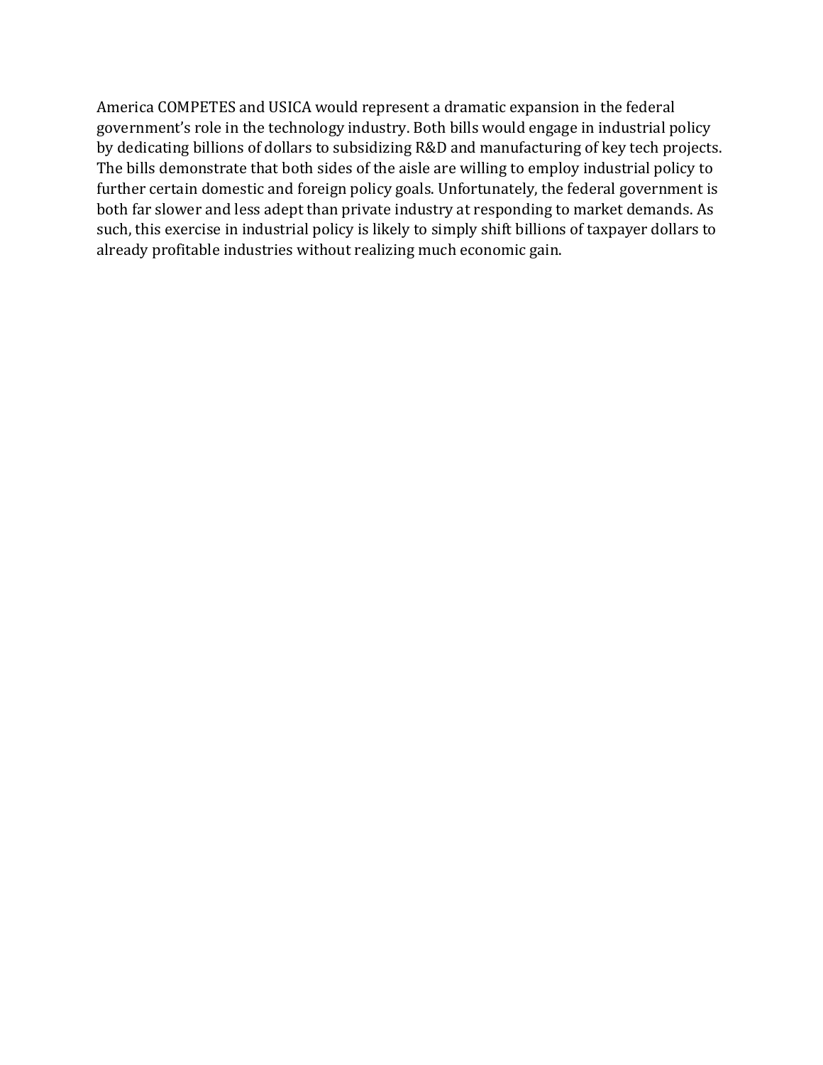America COMPETES and USICA would represent a dramatic expansion in the federal government's role in the technology industry. Both bills would engage in industrial policy by dedicating billions of dollars to subsidizing R&D and manufacturing of key tech projects. The bills demonstrate that both sides of the aisle are willing to employ industrial policy to further certain domestic and foreign policy goals. Unfortunately, the federal government is both far slower and less adept than private industry at responding to market demands. As such, this exercise in industrial policy is likely to simply shift billions of taxpayer dollars to already profitable industries without realizing much economic gain.